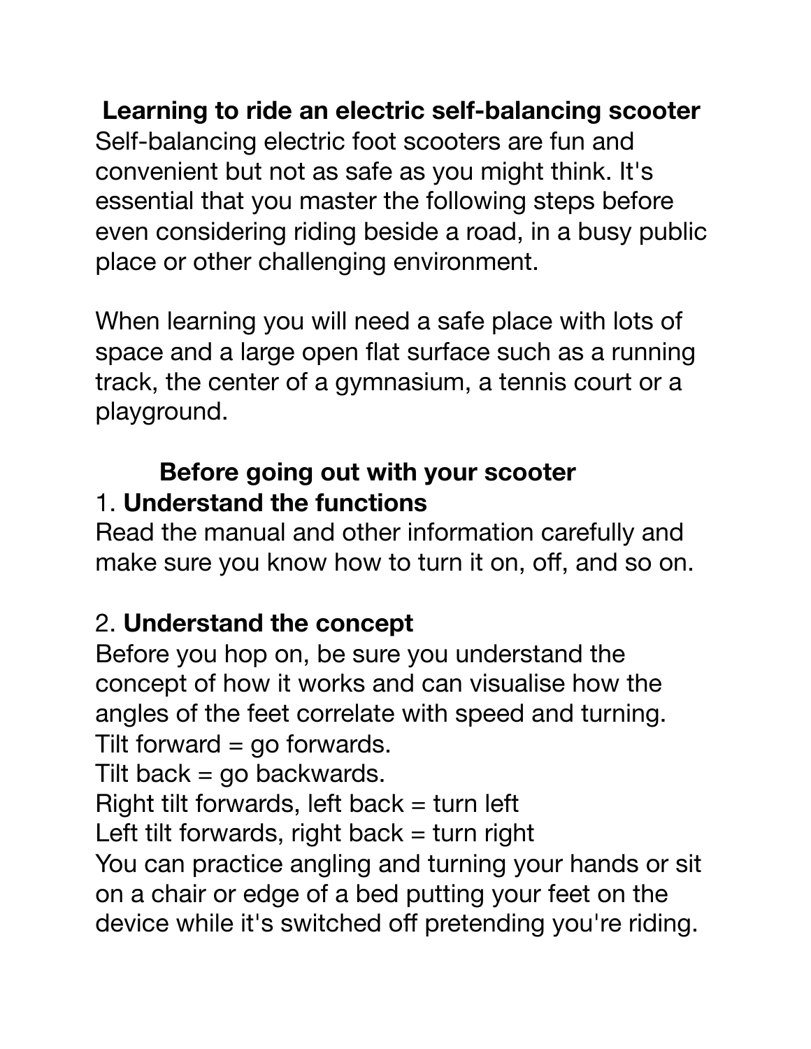# Learning to ride an electric self-balancing scooter

Self-balancing electric foot scooters are fun and convenient but not as safe as you might think. It's essential that you master the following steps before even considering riding beside a road, in a busy public place or other challenging environment.

When learning you will need a safe place with lots of space and a large open flat surface such as a running track, the center of a gymnasium, a tennis court or a playground.

## Before going out with your scooter

1. **Understand the functions**

Read the manual and other information carefully and make sure you know how to turn it on, off, and so on.

2. **Understand the concept**

Before you hop on, be sure you understand the concept of how it works and can visualise how the angles of the feet correlate with speed and turning.
Tilt forward = go forwards.
Tilt back = go backwards.
Right tilt forwards, left back = turn left
Left tilt forwards, right back = turn right
You can practice angling and turning your hands or sit on a chair or edge of a bed putting your feet on the device while it's switched off pretending you're riding.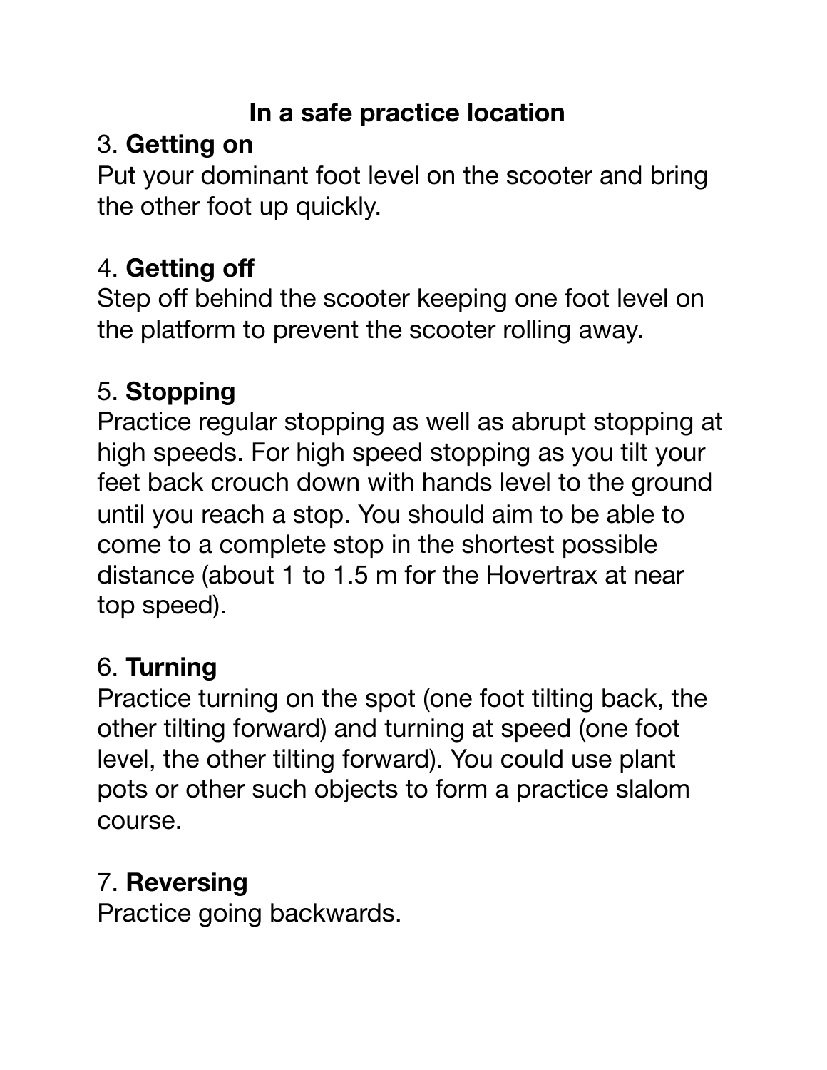## In a safe practice location

3. **Getting on**

Put your dominant foot level on the scooter and bring the other foot up quickly.

4. **Getting off**

Step off behind the scooter keeping one foot level on the platform to prevent the scooter rolling away.

5. **Stopping**

Practice regular stopping as well as abrupt stopping at high speeds. For high speed stopping as you tilt your feet back crouch down with hands level to the ground until you reach a stop. You should aim to be able to come to a complete stop in the shortest possible distance (about 1 to 1.5 m for the Hovertrax at near top speed).

6. **Turning**

Practice turning on the spot (one foot tilting back, the other tilting forward) and turning at speed (one foot level, the other tilting forward). You could use plant pots or other such objects to form a practice slalom course.

7. **Reversing**

Practice going backwards.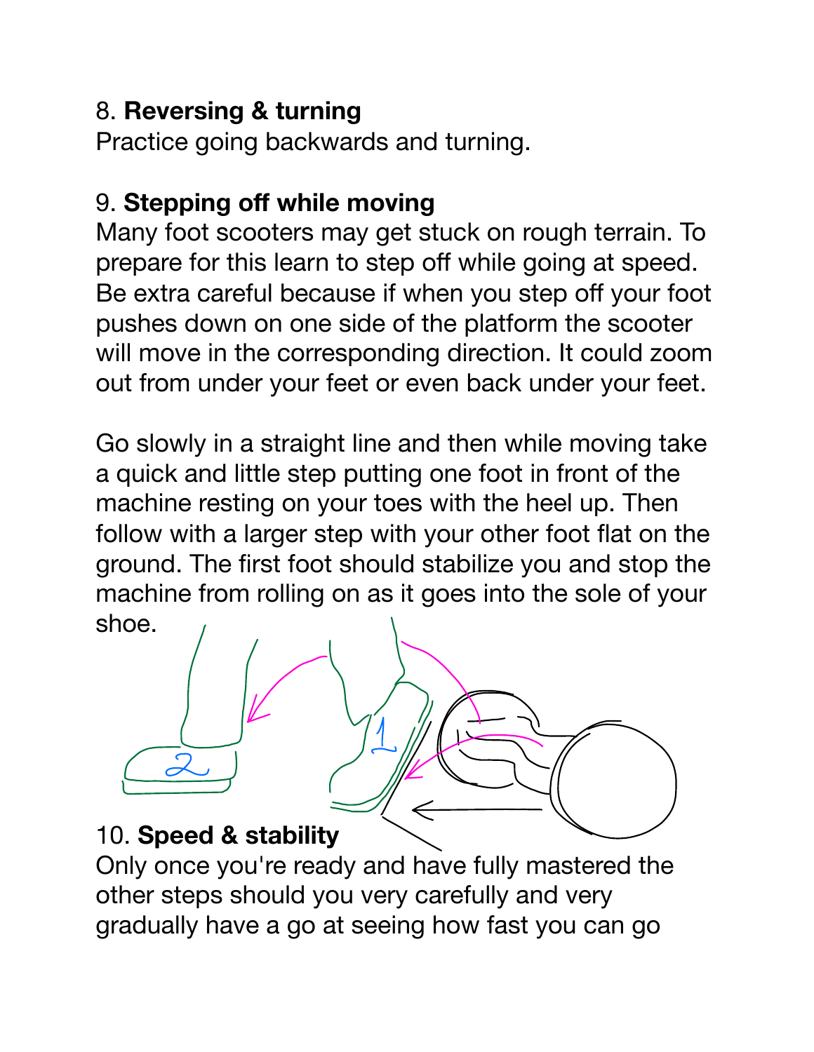8. **Reversing & turning**

Practice going backwards and turning.

9. **Stepping off while moving**

Many foot scooters may get stuck on rough terrain. To prepare for this learn to step off while going at speed. Be extra careful because if when you step off your foot pushes down on one side of the platform the scooter will move in the corresponding direction. It could zoom out from under your feet or even back under your feet.

Go slowly in a straight line and then while moving take a quick and little step putting one foot in front of the machine resting on your toes with the heel up. Then follow with a larger step with your other foot flat on the ground. The first foot should stabilize you and stop the machine from rolling on as it goes into the sole of your shoe.

10. **Speed & stability**

Only once you're ready and have fully mastered the other steps should you very carefully and very gradually have a go at seeing how fast you can go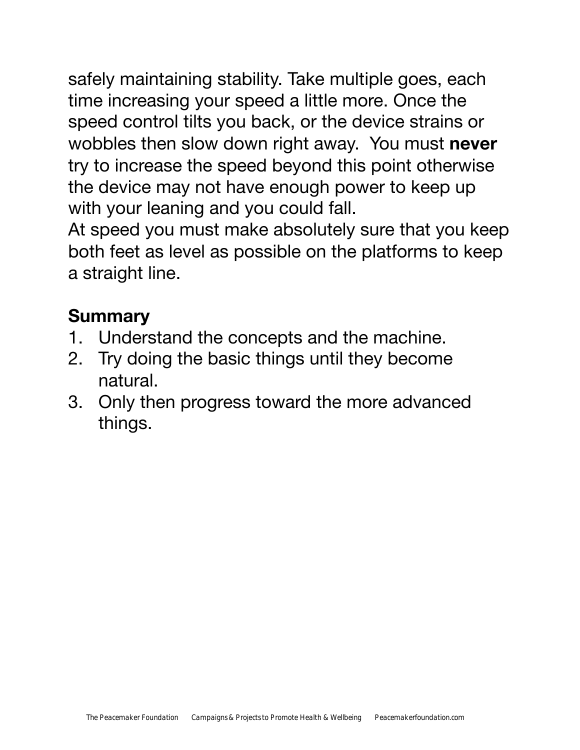safely maintaining stability. Take multiple goes, each time increasing your speed a little more. Once the speed control tilts you back, or the device strains or wobbles then slow down right away.  You must **never** try to increase the speed beyond this point otherwise the device may not have enough power to keep up with your leaning and you could fall.
At speed you must make absolutely sure that you keep both feet as level as possible on the platforms to keep a straight line.

**Summary**

1. Understand the concepts and the machine.
2. Try doing the basic things until they become natural.
3. Only then progress toward the more advanced things.